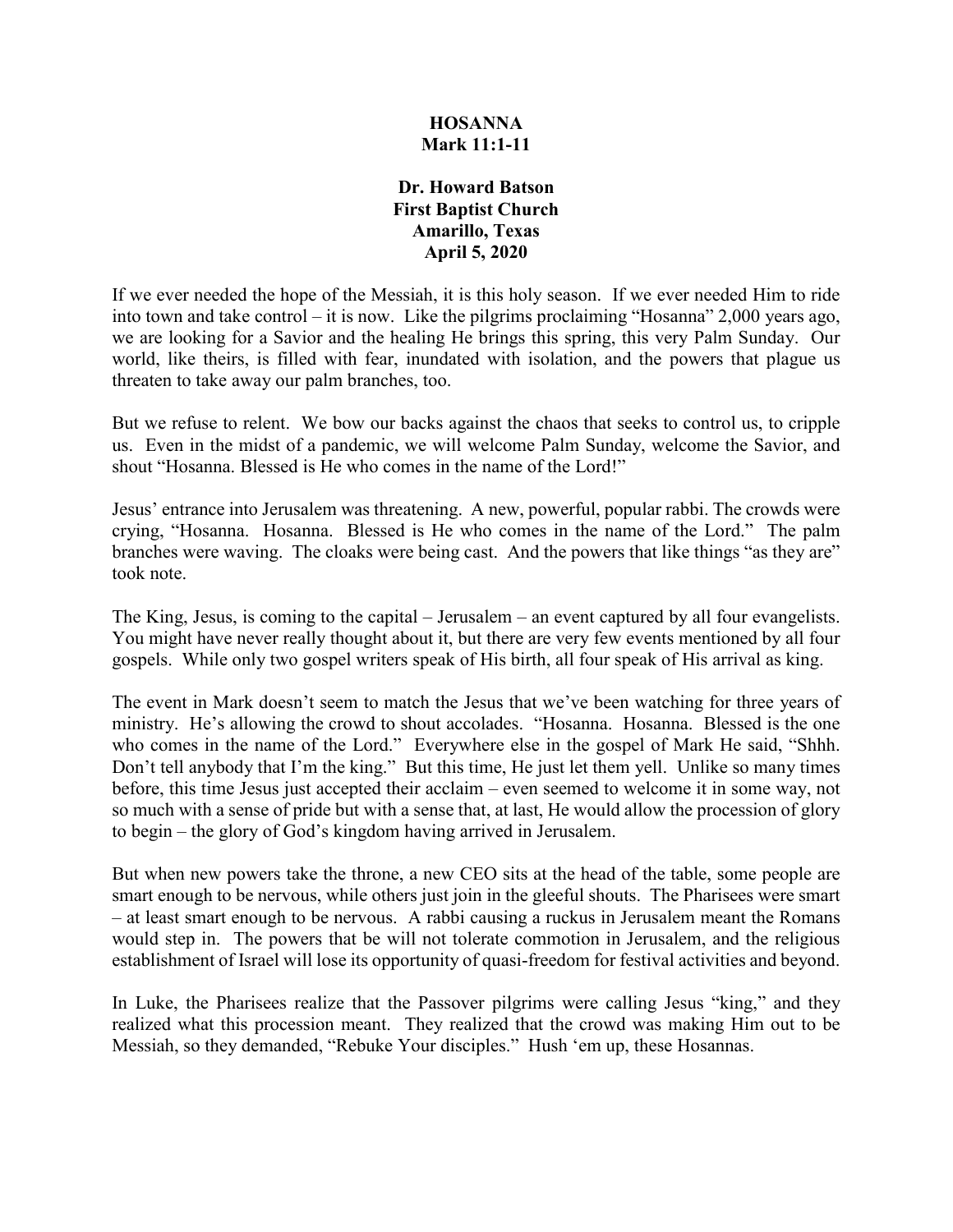# HOSANNA
## Mark 11:1-11

**Dr. Howard Batson**
**First Baptist Church**
**Amarillo, Texas**
**April 5, 2020**

If we ever needed the hope of the Messiah, it is this holy season. If we ever needed Him to ride into town and take control – it is now. Like the pilgrims proclaiming "Hosanna" 2,000 years ago, we are looking for a Savior and the healing He brings this spring, this very Palm Sunday. Our world, like theirs, is filled with fear, inundated with isolation, and the powers that plague us threaten to take away our palm branches, too.

But we refuse to relent. We bow our backs against the chaos that seeks to control us, to cripple us. Even in the midst of a pandemic, we will welcome Palm Sunday, welcome the Savior, and shout "Hosanna. Blessed is He who comes in the name of the Lord!"

Jesus' entrance into Jerusalem was threatening. A new, powerful, popular rabbi. The crowds were crying, "Hosanna. Hosanna. Blessed is He who comes in the name of the Lord." The palm branches were waving. The cloaks were being cast. And the powers that like things "as they are" took note.

The King, Jesus, is coming to the capital – Jerusalem – an event captured by all four evangelists. You might have never really thought about it, but there are very few events mentioned by all four gospels. While only two gospel writers speak of His birth, all four speak of His arrival as king.

The event in Mark doesn't seem to match the Jesus that we've been watching for three years of ministry. He's allowing the crowd to shout accolades. "Hosanna. Hosanna. Blessed is the one who comes in the name of the Lord." Everywhere else in the gospel of Mark He said, "Shhh. Don't tell anybody that I'm the king." But this time, He just let them yell. Unlike so many times before, this time Jesus just accepted their acclaim – even seemed to welcome it in some way, not so much with a sense of pride but with a sense that, at last, He would allow the procession of glory to begin – the glory of God's kingdom having arrived in Jerusalem.

But when new powers take the throne, a new CEO sits at the head of the table, some people are smart enough to be nervous, while others just join in the gleeful shouts. The Pharisees were smart – at least smart enough to be nervous. A rabbi causing a ruckus in Jerusalem meant the Romans would step in. The powers that be will not tolerate commotion in Jerusalem, and the religious establishment of Israel will lose its opportunity of quasi-freedom for festival activities and beyond.

In Luke, the Pharisees realize that the Passover pilgrims were calling Jesus "king," and they realized what this procession meant. They realized that the crowd was making Him out to be Messiah, so they demanded, "Rebuke Your disciples." Hush 'em up, these Hosannas.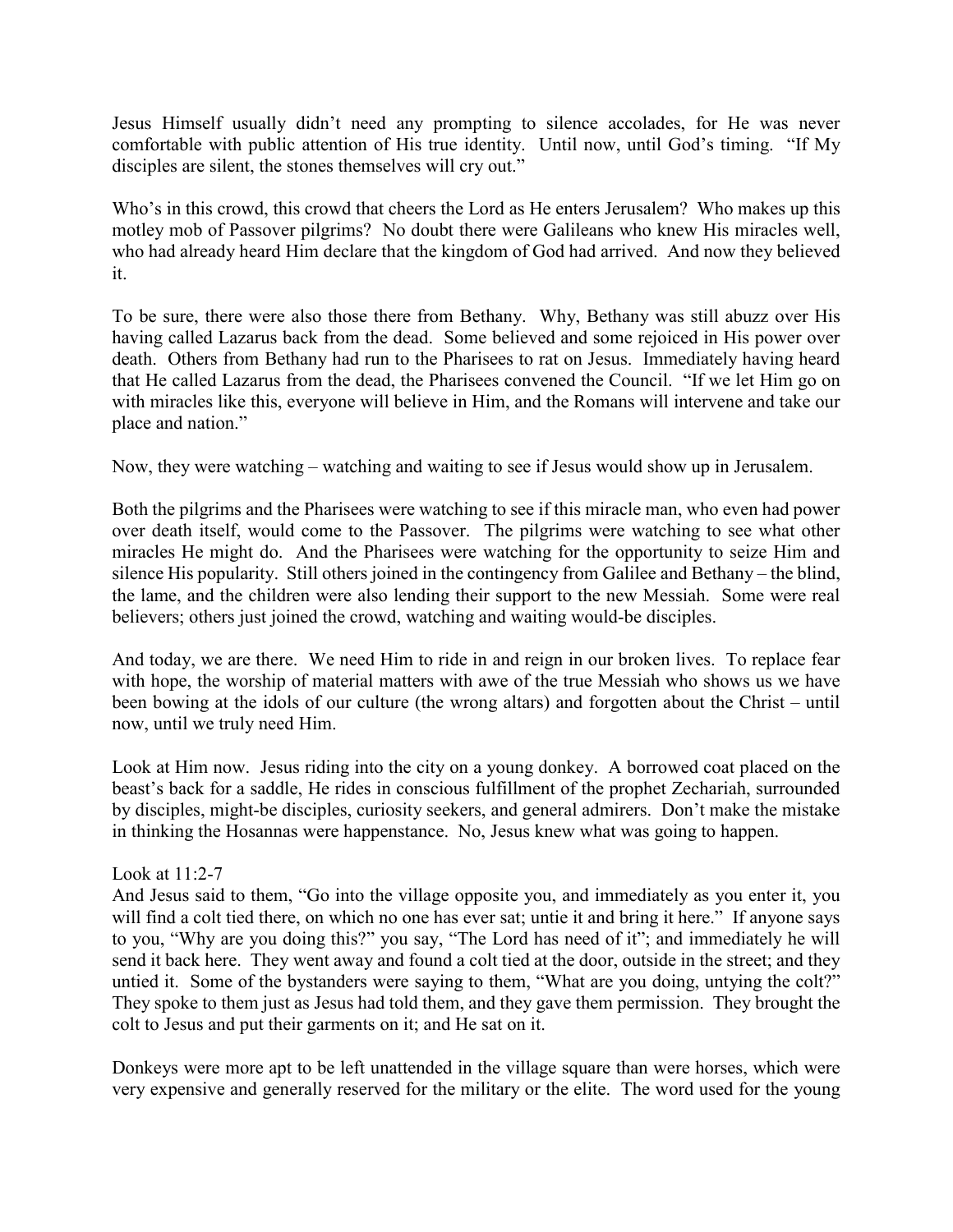Jesus Himself usually didn't need any prompting to silence accolades, for He was never comfortable with public attention of His true identity. Until now, until God's timing. "If My disciples are silent, the stones themselves will cry out."

Who's in this crowd, this crowd that cheers the Lord as He enters Jerusalem? Who makes up this motley mob of Passover pilgrims? No doubt there were Galileans who knew His miracles well, who had already heard Him declare that the kingdom of God had arrived. And now they believed it.

To be sure, there were also those there from Bethany. Why, Bethany was still abuzz over His having called Lazarus back from the dead. Some believed and some rejoiced in His power over death. Others from Bethany had run to the Pharisees to rat on Jesus. Immediately having heard that He called Lazarus from the dead, the Pharisees convened the Council. "If we let Him go on with miracles like this, everyone will believe in Him, and the Romans will intervene and take our place and nation."

Now, they were watching – watching and waiting to see if Jesus would show up in Jerusalem.

Both the pilgrims and the Pharisees were watching to see if this miracle man, who even had power over death itself, would come to the Passover. The pilgrims were watching to see what other miracles He might do. And the Pharisees were watching for the opportunity to seize Him and silence His popularity. Still others joined in the contingency from Galilee and Bethany – the blind, the lame, and the children were also lending their support to the new Messiah. Some were real believers; others just joined the crowd, watching and waiting would-be disciples.

And today, we are there. We need Him to ride in and reign in our broken lives. To replace fear with hope, the worship of material matters with awe of the true Messiah who shows us we have been bowing at the idols of our culture (the wrong altars) and forgotten about the Christ – until now, until we truly need Him.

Look at Him now. Jesus riding into the city on a young donkey. A borrowed coat placed on the beast's back for a saddle, He rides in conscious fulfillment of the prophet Zechariah, surrounded by disciples, might-be disciples, curiosity seekers, and general admirers. Don't make the mistake in thinking the Hosannas were happenstance. No, Jesus knew what was going to happen.

Look at 11:2-7
And Jesus said to them, "Go into the village opposite you, and immediately as you enter it, you will find a colt tied there, on which no one has ever sat; untie it and bring it here." If anyone says to you, "Why are you doing this?" you say, "The Lord has need of it"; and immediately he will send it back here. They went away and found a colt tied at the door, outside in the street; and they untied it. Some of the bystanders were saying to them, "What are you doing, untying the colt?" They spoke to them just as Jesus had told them, and they gave them permission. They brought the colt to Jesus and put their garments on it; and He sat on it.

Donkeys were more apt to be left unattended in the village square than were horses, which were very expensive and generally reserved for the military or the elite. The word used for the young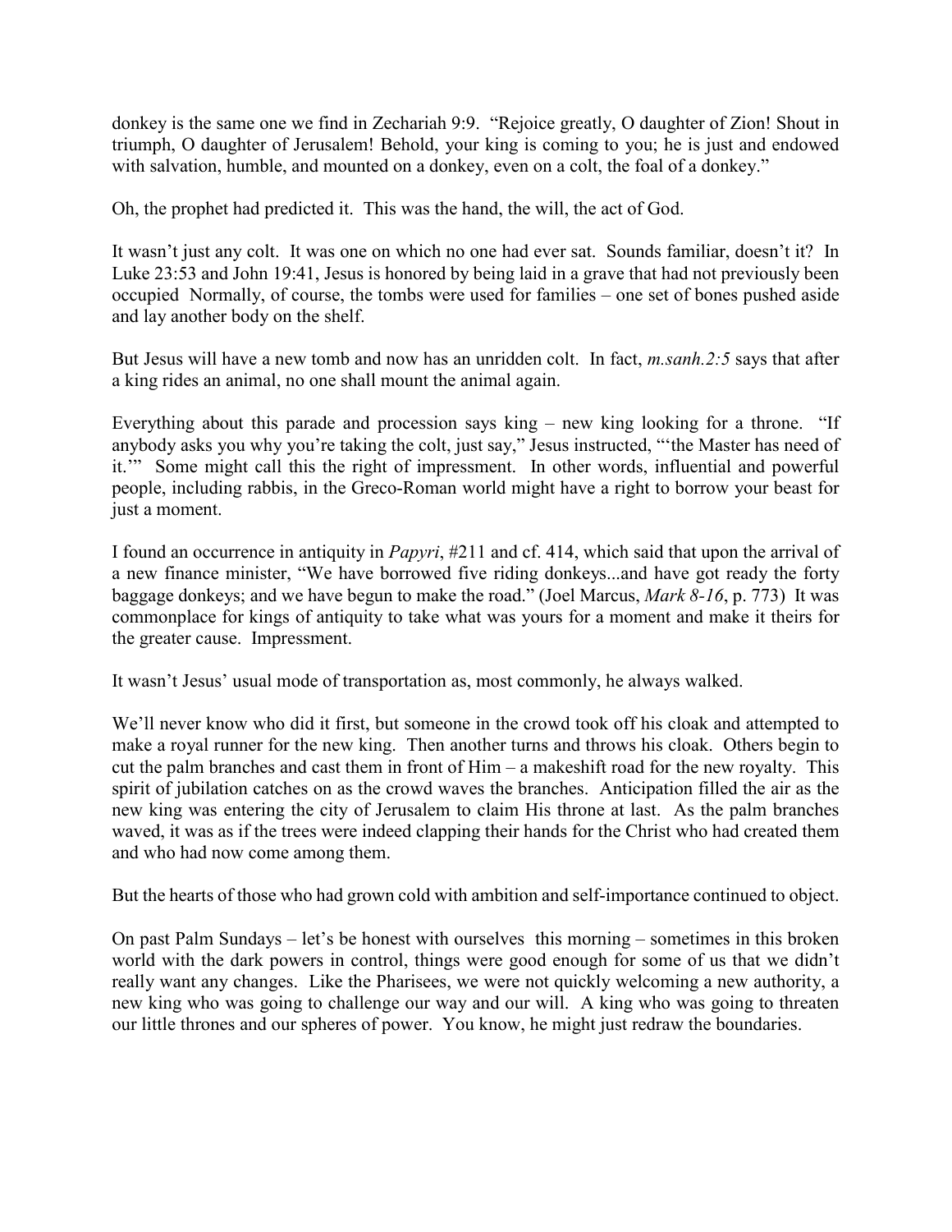donkey is the same one we find in Zechariah 9:9. "Rejoice greatly, O daughter of Zion! Shout in triumph, O daughter of Jerusalem! Behold, your king is coming to you; he is just and endowed with salvation, humble, and mounted on a donkey, even on a colt, the foal of a donkey."

Oh, the prophet had predicted it. This was the hand, the will, the act of God.

It wasn't just any colt. It was one on which no one had ever sat. Sounds familiar, doesn't it? In Luke 23:53 and John 19:41, Jesus is honored by being laid in a grave that had not previously been occupied Normally, of course, the tombs were used for families – one set of bones pushed aside and lay another body on the shelf.

But Jesus will have a new tomb and now has an unridden colt. In fact, *m.sanh.2:5* says that after a king rides an animal, no one shall mount the animal again.

Everything about this parade and procession says king – new king looking for a throne. "If anybody asks you why you're taking the colt, just say," Jesus instructed, "'the Master has need of it.'" Some might call this the right of impressment. In other words, influential and powerful people, including rabbis, in the Greco-Roman world might have a right to borrow your beast for just a moment.

I found an occurrence in antiquity in *Papyri*, #211 and cf. 414, which said that upon the arrival of a new finance minister, "We have borrowed five riding donkeys...and have got ready the forty baggage donkeys; and we have begun to make the road." (Joel Marcus, *Mark 8-16*, p. 773) It was commonplace for kings of antiquity to take what was yours for a moment and make it theirs for the greater cause. Impressment.

It wasn't Jesus' usual mode of transportation as, most commonly, he always walked.

We'll never know who did it first, but someone in the crowd took off his cloak and attempted to make a royal runner for the new king. Then another turns and throws his cloak. Others begin to cut the palm branches and cast them in front of Him – a makeshift road for the new royalty. This spirit of jubilation catches on as the crowd waves the branches. Anticipation filled the air as the new king was entering the city of Jerusalem to claim His throne at last. As the palm branches waved, it was as if the trees were indeed clapping their hands for the Christ who had created them and who had now come among them.

But the hearts of those who had grown cold with ambition and self-importance continued to object.

On past Palm Sundays – let's be honest with ourselves this morning – sometimes in this broken world with the dark powers in control, things were good enough for some of us that we didn't really want any changes. Like the Pharisees, we were not quickly welcoming a new authority, a new king who was going to challenge our way and our will. A king who was going to threaten our little thrones and our spheres of power. You know, he might just redraw the boundaries.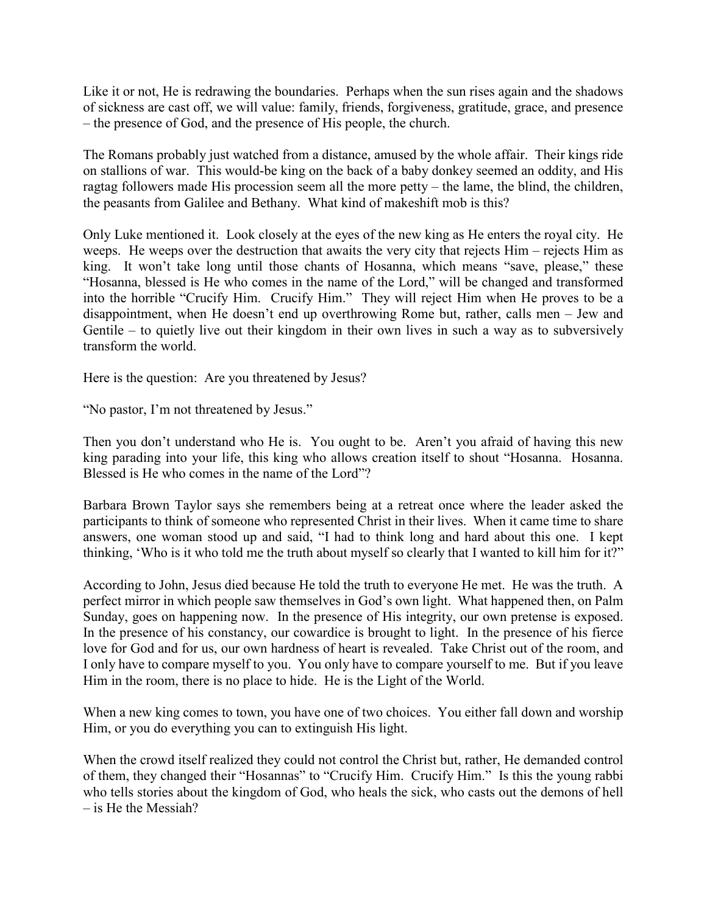Like it or not, He is redrawing the boundaries. Perhaps when the sun rises again and the shadows of sickness are cast off, we will value: family, friends, forgiveness, gratitude, grace, and presence – the presence of God, and the presence of His people, the church.

The Romans probably just watched from a distance, amused by the whole affair. Their kings ride on stallions of war. This would-be king on the back of a baby donkey seemed an oddity, and His ragtag followers made His procession seem all the more petty – the lame, the blind, the children, the peasants from Galilee and Bethany. What kind of makeshift mob is this?

Only Luke mentioned it. Look closely at the eyes of the new king as He enters the royal city. He weeps. He weeps over the destruction that awaits the very city that rejects Him – rejects Him as king. It won't take long until those chants of Hosanna, which means "save, please," these "Hosanna, blessed is He who comes in the name of the Lord," will be changed and transformed into the horrible "Crucify Him. Crucify Him." They will reject Him when He proves to be a disappointment, when He doesn't end up overthrowing Rome but, rather, calls men – Jew and Gentile – to quietly live out their kingdom in their own lives in such a way as to subversively transform the world.

Here is the question: Are you threatened by Jesus?

"No pastor, I'm not threatened by Jesus."

Then you don't understand who He is. You ought to be. Aren't you afraid of having this new king parading into your life, this king who allows creation itself to shout "Hosanna. Hosanna. Blessed is He who comes in the name of the Lord"?

Barbara Brown Taylor says she remembers being at a retreat once where the leader asked the participants to think of someone who represented Christ in their lives. When it came time to share answers, one woman stood up and said, "I had to think long and hard about this one. I kept thinking, 'Who is it who told me the truth about myself so clearly that I wanted to kill him for it?"

According to John, Jesus died because He told the truth to everyone He met. He was the truth. A perfect mirror in which people saw themselves in God's own light. What happened then, on Palm Sunday, goes on happening now. In the presence of His integrity, our own pretense is exposed. In the presence of his constancy, our cowardice is brought to light. In the presence of his fierce love for God and for us, our own hardness of heart is revealed. Take Christ out of the room, and I only have to compare myself to you. You only have to compare yourself to me. But if you leave Him in the room, there is no place to hide. He is the Light of the World.

When a new king comes to town, you have one of two choices. You either fall down and worship Him, or you do everything you can to extinguish His light.

When the crowd itself realized they could not control the Christ but, rather, He demanded control of them, they changed their "Hosannas" to "Crucify Him. Crucify Him." Is this the young rabbi who tells stories about the kingdom of God, who heals the sick, who casts out the demons of hell – is He the Messiah?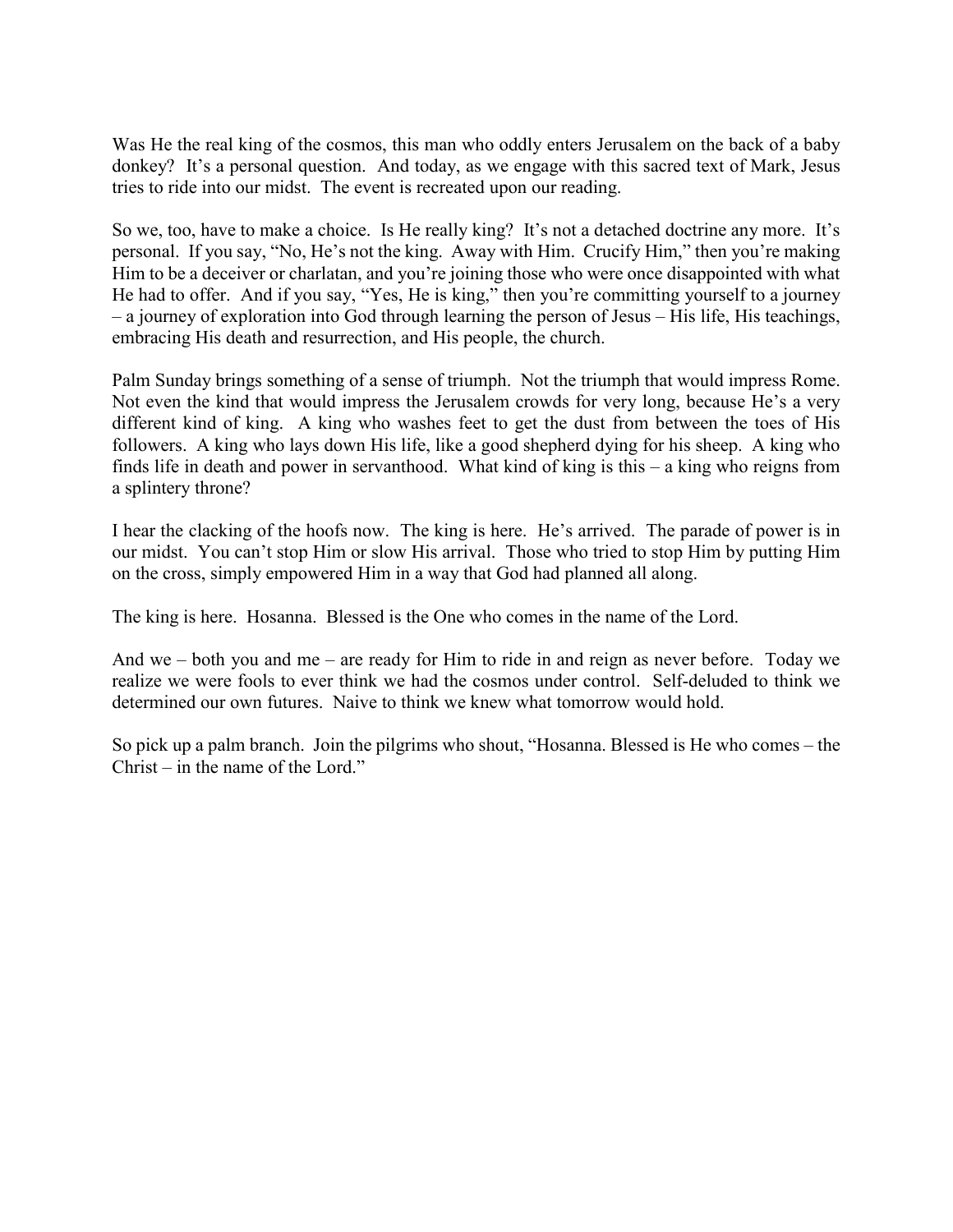Was He the real king of the cosmos, this man who oddly enters Jerusalem on the back of a baby donkey? It's a personal question. And today, as we engage with this sacred text of Mark, Jesus tries to ride into our midst. The event is recreated upon our reading.

So we, too, have to make a choice. Is He really king? It's not a detached doctrine any more. It's personal. If you say, "No, He's not the king. Away with Him. Crucify Him," then you're making Him to be a deceiver or charlatan, and you're joining those who were once disappointed with what He had to offer. And if you say, "Yes, He is king," then you're committing yourself to a journey – a journey of exploration into God through learning the person of Jesus – His life, His teachings, embracing His death and resurrection, and His people, the church.

Palm Sunday brings something of a sense of triumph. Not the triumph that would impress Rome. Not even the kind that would impress the Jerusalem crowds for very long, because He's a very different kind of king. A king who washes feet to get the dust from between the toes of His followers. A king who lays down His life, like a good shepherd dying for his sheep. A king who finds life in death and power in servanthood. What kind of king is this – a king who reigns from a splintery throne?

I hear the clacking of the hoofs now. The king is here. He's arrived. The parade of power is in our midst. You can't stop Him or slow His arrival. Those who tried to stop Him by putting Him on the cross, simply empowered Him in a way that God had planned all along.

The king is here. Hosanna. Blessed is the One who comes in the name of the Lord.

And we – both you and me – are ready for Him to ride in and reign as never before. Today we realize we were fools to ever think we had the cosmos under control. Self-deluded to think we determined our own futures. Naive to think we knew what tomorrow would hold.

So pick up a palm branch. Join the pilgrims who shout, "Hosanna. Blessed is He who comes – the Christ – in the name of the Lord."